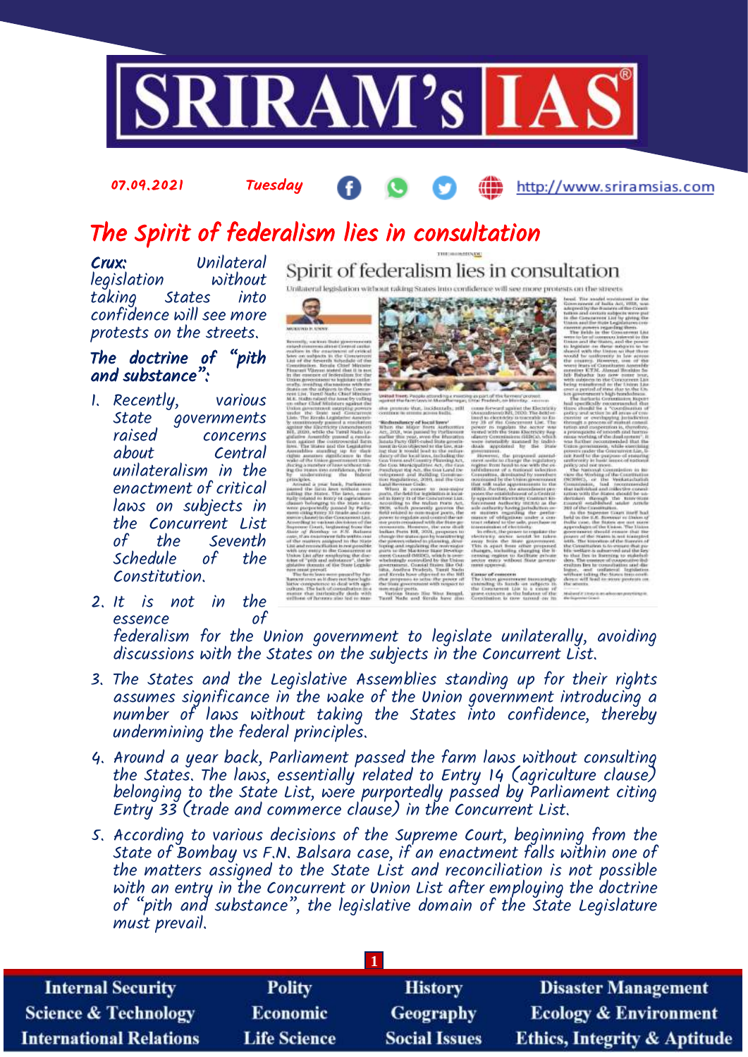07.09.2021 Tuesday http://www.sriramsias.com

# The Spirit of federalism lies in consultation

**Crux:** Unilateral legislation without taking States into confidence will see more protests on the streets.

## The doctrine of "pith and substance":

1. Recently, various State governments raised concerns about Central unilateralism in the enactment of critical laws on subjects in the Concurrent List of the Seventh Schedule of the Constitution.
2. It is not in the essence of federalism for the Union government to legislate unilaterally, avoiding discussions with the States on the subjects in the Concurrent List.
3. The States and the Legislative Assemblies standing up for their rights assumes significance in the wake of the Union government introducing a number of laws without taking the States into confidence, thereby undermining the federal principles.
4. Around a year back, Parliament passed the farm laws without consulting the States. The laws, essentially related to Entry 14 (agriculture clause) belonging to the State List, were purportedly passed by Parliament citing Entry 33 (trade and commerce clause) in the Concurrent List.
5. According to various decisions of the Supreme Court, beginning from the State of Bombay vs F.N. Balsara case, if an enactment falls within one of the matters assigned to the State List and reconciliation is not possible with an entry in the Concurrent or Union List after employing the doctrine of "pith and substance", the legislative domain of the State Legislature must prevail.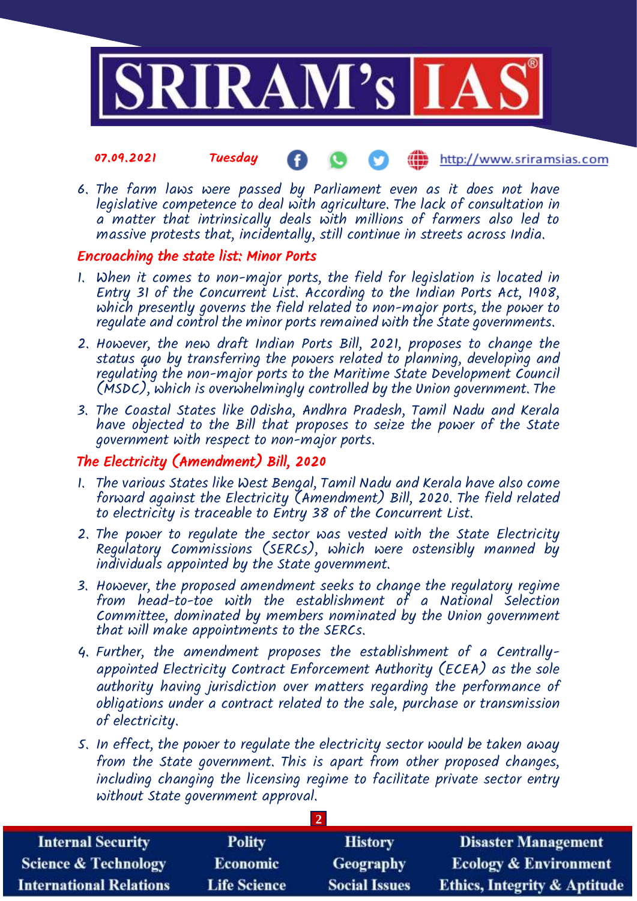6. The farm laws were passed by Parliament even as it does not have legislative competence to deal with agriculture. The lack of consultation in a matter that intrinsically deals with millions of farmers also led to massive protests that, incidentally, still continue in streets across India.

## Encroaching the state list: Minor Ports

1. When it comes to non-major ports, the field for legislation is located in Entry 31 of the Concurrent List. According to the Indian Ports Act, 1908, which presently governs the field related to non-major ports, the power to regulate and control the minor ports remained with the State governments.
2. However, the new draft Indian Ports Bill, 2021, proposes to change the status quo by transferring the powers related to planning, developing and regulating the non-major ports to the Maritime State Development Council (MSDC), which is overwhelmingly controlled by the Union government. The
3. The Coastal States like Odisha, Andhra Pradesh, Tamil Nadu and Kerala have objected to the Bill that proposes to seize the power of the State government with respect to non-major ports.

## The Electricity (Amendment) Bill, 2020

1. The various States like West Bengal, Tamil Nadu and Kerala have also come forward against the Electricity (Amendment) Bill, 2020. The field related to electricity is traceable to Entry 38 of the Concurrent List.
2. The power to regulate the sector was vested with the State Electricity Regulatory Commissions (SERCs), which were ostensibly manned by individuals appointed by the State government.
3. However, the proposed amendment seeks to change the regulatory regime from head-to-toe with the establishment of a National Selection Committee, dominated by members nominated by the Union government that will make appointments to the SERCs.
4. Further, the amendment proposes the establishment of a Centrally-appointed Electricity Contract Enforcement Authority (ECEA) as the sole authority having jurisdiction over matters regarding the performance of obligations under a contract related to the sale, purchase or transmission of electricity.
5. In effect, the power to regulate the electricity sector would be taken away from the State government. This is apart from other proposed changes, including changing the licensing regime to facilitate private sector entry without State government approval.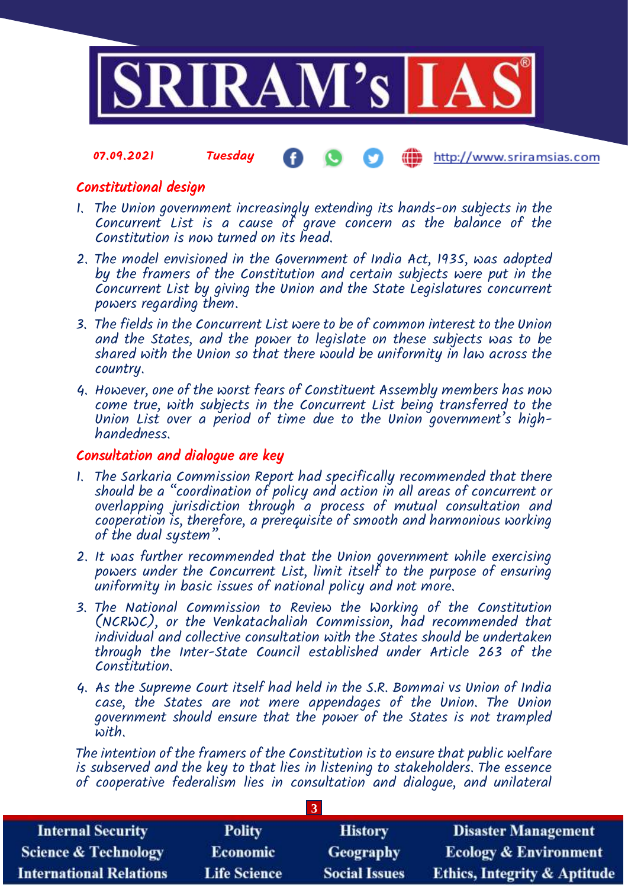## Constitutional design

1. The Union government increasingly extending its hands-on subjects in the Concurrent List is a cause of grave concern as the balance of the Constitution is now turned on its head.
2. The model envisioned in the Government of India Act, 1935, was adopted by the framers of the Constitution and certain subjects were put in the Concurrent List by giving the Union and the State Legislatures concurrent powers regarding them.
3. The fields in the Concurrent List were to be of common interest to the Union and the States, and the power to legislate on these subjects was to be shared with the Union so that there would be uniformity in law across the country.
4. However, one of the worst fears of Constituent Assembly members has now come true, with subjects in the Concurrent List being transferred to the Union List over a period of time due to the Union government's high-handedness.

## Consultation and dialogue are key

1. The Sarkaria Commission Report had specifically recommended that there should be a "coordination of policy and action in all areas of concurrent or overlapping jurisdiction through a process of mutual consultation and cooperation is, therefore, a prerequisite of smooth and harmonious working of the dual system".
2. It was further recommended that the Union government while exercising powers under the Concurrent List, limit itself to the purpose of ensuring uniformity in basic issues of national policy and not more.
3. The National Commission to Review the Working of the Constitution (NCRWC), or the Venkatachaliah Commission, had recommended that individual and collective consultation with the States should be undertaken through the Inter-State Council established under Article 263 of the Constitution.
4. As the Supreme Court itself had held in the S.R. Bommai vs Union of India case, the States are not mere appendages of the Union. The Union government should ensure that the power of the States is not trampled with.

The intention of the framers of the Constitution is to ensure that public welfare is subserved and the key to that lies in listening to stakeholders. The essence of cooperative federalism lies in consultation and dialogue, and unilateral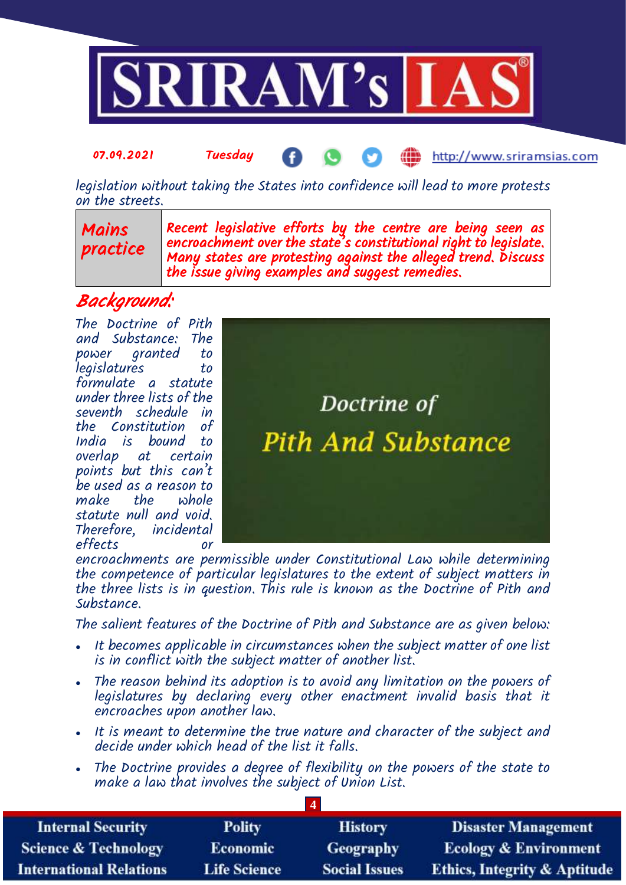legislation without taking the States into confidence will lead to more protests on the streets.

| Mains practice | Recent legislative efforts by the centre are being seen as encroachment over the state's constitutional right to legislate. Many states are protesting against the alleged trend. Discuss the issue giving examples and suggest remedies. |
|---|---|

## Background:

The Doctrine of Pith and Substance: The power granted to legislatures to formulate a statute under three lists of the seventh schedule in the Constitution of India is bound to overlap at certain points but this can't be used as a reason to make the whole statute null and void. Therefore, incidental effects or encroachments are permissible under Constitutional Law while determining the competence of particular legislatures to the extent of subject matters in the three lists is in question. This rule is known as the Doctrine of Pith and Substance.

The salient features of the Doctrine of Pith and Substance are as given below:

- It becomes applicable in circumstances when the subject matter of one list is in conflict with the subject matter of another list.
- The reason behind its adoption is to avoid any limitation on the powers of legislatures by declaring every other enactment invalid basis that it encroaches upon another law.
- It is meant to determine the true nature and character of the subject and decide under which head of the list it falls.
- The Doctrine provides a degree of flexibility on the powers of the state to make a law that involves the subject of Union List.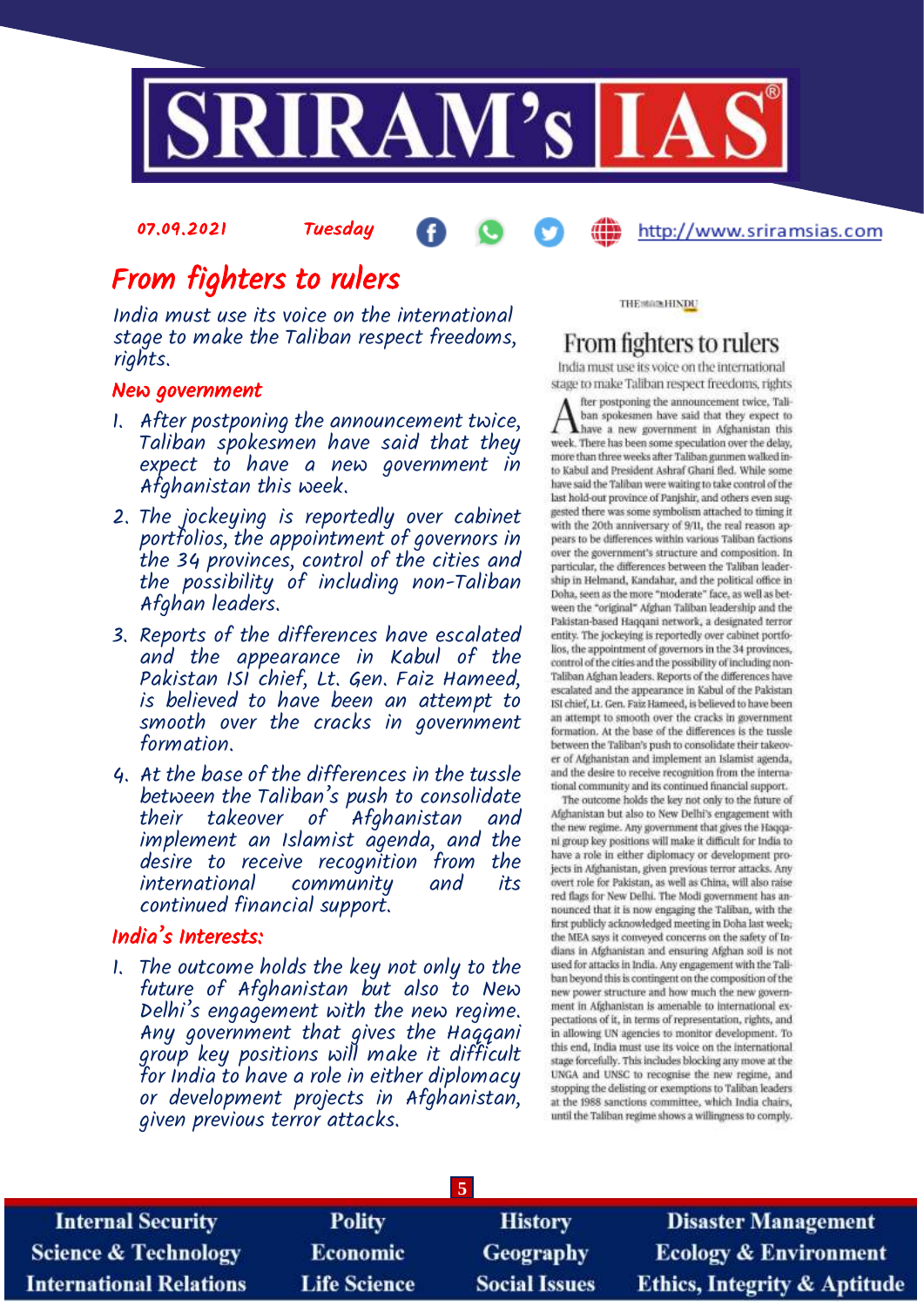07.09.2021 Tuesday http://www.sriramsias.com

# From fighters to rulers

*India must use its voice on the international stage to make the Taliban respect freedoms, rights.*

## New government

1. After postponing the announcement twice, Taliban spokesmen have said that they expect to have a new government in Afghanistan this week.
2. The jockeying is reportedly over cabinet portfolios, the appointment of governors in the 34 provinces, control of the cities and the possibility of including non-Taliban Afghan leaders.
3. Reports of the differences have escalated and the appearance in Kabul of the Pakistan ISI chief, Lt. Gen. Faiz Hameed, is believed to have been an attempt to smooth over the cracks in government formation.
4. At the base of the differences in the tussle between the Taliban's push to consolidate their takeover of Afghanistan and implement an Islamist agenda, and the desire to receive recognition from the international community and its continued financial support.

## India's Interests:

1. The outcome holds the key not only to the future of Afghanistan but also to New Delhi's engagement with the new regime. Any government that gives the Haqqani group key positions will make it difficult for India to have a role in either diplomacy or development projects in Afghanistan, given previous terror attacks.

THE HINDU

## From fighters to rulers

India must use its voice on the international stage to make Taliban respect freedoms, rights

After postponing the announcement twice, Taliban spokesmen have said that they expect to have a new government in Afghanistan this week. There has been some speculation over the delay, more than three weeks after Taliban gunmen walked into Kabul and President Ashraf Ghani fled. While some have said the Taliban were waiting to take control of the last hold-out province of Panjshir, and others even suggested there was some symbolism attached to timing it with the 20th anniversary of 9/11, the real reason appears to be differences within various Taliban factions over the government's structure and composition. In particular, the differences between the Taliban leadership in Helmand, Kandahar, and the political office in Doha, seen as the more "moderate" face, as well as between the "original" Afghan Taliban leadership and the Pakistan-based Haqqani network, a designated terror entity. The jockeying is reportedly over cabinet portfolios, the appointment of governors in the 34 provinces, control of the cities and the possibility of including non-Taliban Afghan leaders. Reports of the differences have escalated and the appearance in Kabul of the Pakistan ISI chief, Lt. Gen. Faiz Hameed, is believed to have been an attempt to smooth over the cracks in government formation. At the base of the differences is the tussle between the Taliban's push to consolidate their takeover of Afghanistan and implement an Islamist agenda, and the desire to receive recognition from the international community and its continued financial support.

The outcome holds the key not only to the future of Afghanistan but also to New Delhi's engagement with the new regime. Any government that gives the Haqqani group key positions will make it difficult for India to have a role in either diplomacy or development projects in Afghanistan, given previous terror attacks. Any overt role for Pakistan, as well as China, will also raise red flags for New Delhi. The Modi government has announced that it is now engaging the Taliban, with the first publicly acknowledged meeting in Doha last week; the MEA says it conveyed concerns on the safety of Indians in Afghanistan and ensuring Afghan soil is not used for attacks in India. Any engagement with the Taliban beyond this is contingent on the composition of the new power structure and how much the new government in Afghanistan is amenable to international expectations of it, in terms of representation, rights, and in allowing UN agencies to monitor development. To this end, India must use its voice on the international stage forcefully. This includes blocking any move at the UNGA and UNSC to recognise the new regime, and stopping the delisting or exemptions to Taliban leaders at the 1988 sanctions committee, which India chairs, until the Taliban regime shows a willingness to comply.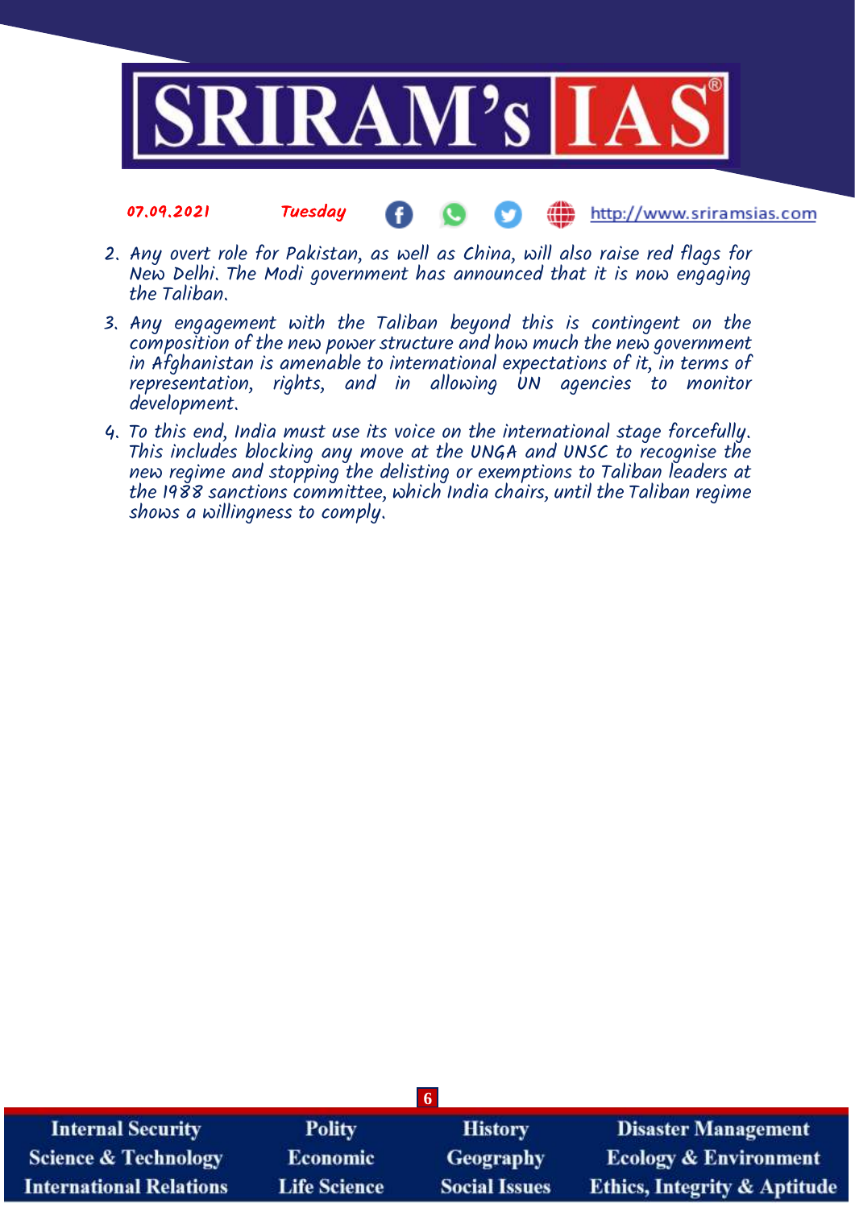2. Any overt role for Pakistan, as well as China, will also raise red flags for New Delhi. The Modi government has announced that it is now engaging the Taliban.
3. Any engagement with the Taliban beyond this is contingent on the composition of the new power structure and how much the new government in Afghanistan is amenable to international expectations of it, in terms of representation, rights, and in allowing UN agencies to monitor development.
4. To this end, India must use its voice on the international stage forcefully. This includes blocking any move at the UNGA and UNSC to recognise the new regime and stopping the delisting or exemptions to Taliban leaders at the 1988 sanctions committee, which India chairs, until the Taliban regime shows a willingness to comply.